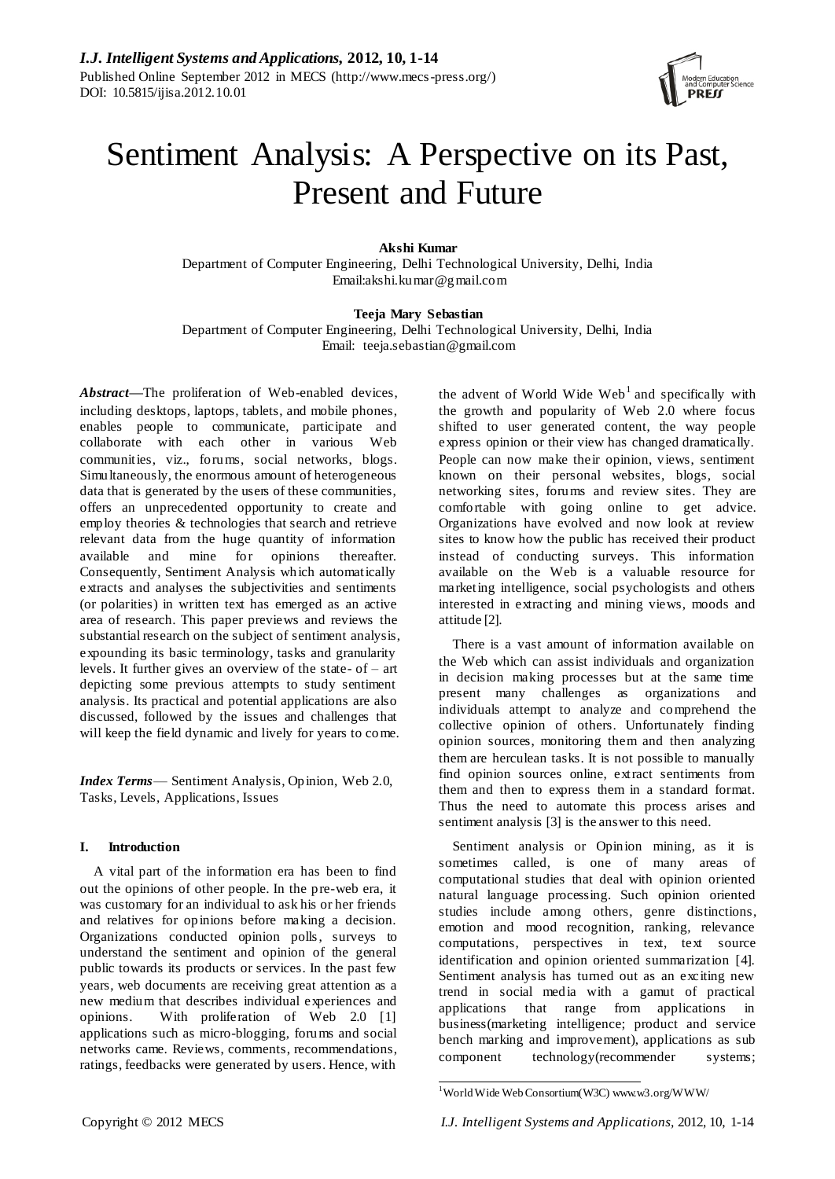# Sentiment Analysis: A Perspective on its Past, Present and Future

**Akshi Kumar**
Department of Computer Engineering, Delhi Technological University, Delhi, India
Email:akshi.kumar@gmail.com

**Teeja Mary Sebastian**
Department of Computer Engineering, Delhi Technological University, Delhi, India
Email: teeja.sebastian@gmail.com

***Abstract*—**The proliferation of Web-enabled devices, including desktops, laptops, tablets, and mobile phones, enables people to communicate, participate and collaborate with each other in various Web communities, viz., forums, social networks, blogs. Simultaneously, the enormous amount of heterogeneous data that is generated by the users of these communities, offers an unprecedented opportunity to create and employ theories & technologies that search and retrieve relevant data from the huge quantity of information available and mine for opinions thereafter. Consequently, Sentiment Analysis which automatically extracts and analyses the subjectivities and sentiments (or polarities) in written text has emerged as an active area of research. This paper previews and reviews the substantial research on the subject of sentiment analysis, expounding its basic terminology, tasks and granularity levels. It further gives an overview of the state- of – art depicting some previous attempts to study sentiment analysis. Its practical and potential applications are also discussed, followed by the issues and challenges that will keep the field dynamic and lively for years to come.

***Index Terms*** — Sentiment Analysis, Opinion, Web 2.0, Tasks, Levels, Applications, Issues

## I. Introduction

A vital part of the information era has been to find out the opinions of other people. In the pre-web era, it was customary for an individual to ask his or her friends and relatives for opinions before making a decision. Organizations conducted opinion polls, surveys to understand the sentiment and opinion of the general public towards its products or services. In the past few years, web documents are receiving great attention as a new medium that describes individual experiences and opinions. With proliferation of Web 2.0 [1] applications such as micro-blogging, forums and social networks came. Reviews, comments, recommendations, ratings, feedbacks were generated by users. Hence, with the advent of World Wide Web[1] and specifically with the growth and popularity of Web 2.0 where focus shifted to user generated content, the way people express opinion or their view has changed dramatically. People can now make their opinion, views, sentiment known on their personal websites, blogs, social networking sites, forums and review sites. They are comfortable with going online to get advice. Organizations have evolved and now look at review sites to know how the public has received their product instead of conducting surveys. This information available on the Web is a valuable resource for marketing intelligence, social psychologists and others interested in extracting and mining views, moods and attitude [2].

There is a vast amount of information available on the Web which can assist individuals and organization in decision making processes but at the same time present many challenges as organizations and individuals attempt to analyze and comprehend the collective opinion of others. Unfortunately finding opinion sources, monitoring them and then analyzing them are herculean tasks. It is not possible to manually find opinion sources online, extract sentiments from them and then to express them in a standard format. Thus the need to automate this process arises and sentiment analysis [3] is the answer to this need.

Sentiment analysis or Opinion mining, as it is sometimes called, is one of many areas of computational studies that deal with opinion oriented natural language processing. Such opinion oriented studies include among others, genre distinctions, emotion and mood recognition, ranking, relevance computations, perspectives in text, text source identification and opinion oriented summarization [4]. Sentiment analysis has turned out as an exciting new trend in social media with a gamut of practical applications that range from applications in business(marketing intelligence; product and service bench marking and improvement), applications as sub component technology(recommender systems;

[1] World Wide Web Consortium(W3C) www.w3.org/WWW/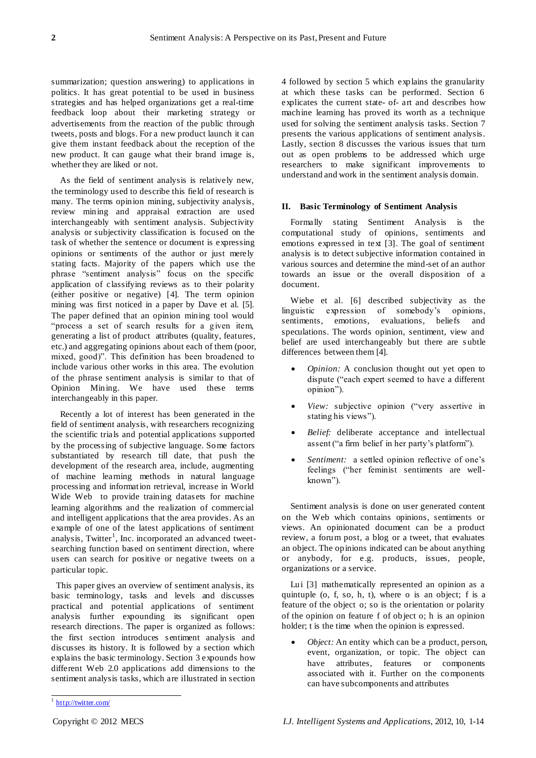summarization; question answering) to applications in politics. It has great potential to be used in business strategies and has helped organizations get a real-time feedback loop about their marketing strategy or advertisements from the reaction of the public through tweets, posts and blogs. For a new product launch it can give them instant feedback about the reception of the new product. It can gauge what their brand image is, whether they are liked or not.

As the field of sentiment analysis is relatively new, the terminology used to describe this field of research is many. The terms opinion mining, subjectivity analysis, review mining and appraisal extraction are used interchangeably with sentiment analysis. Subjectivity analysis or subjectivity classification is focused on the task of whether the sentence or document is expressing opinions or sentiments of the author or just merely stating facts. Majority of the papers which use the phrase "sentiment analysis" focus on the specific application of classifying reviews as to their polarity (either positive or negative) [4]. The term opinion mining was first noticed in a paper by Dave et al. [5]. The paper defined that an opinion mining tool would "process a set of search results for a given item, generating a list of product attributes (quality, features, etc.) and aggregating opinions about each of them (poor, mixed, good)". This definition has been broadened to include various other works in this area. The evolution of the phrase sentiment analysis is similar to that of Opinion Mining. We have used these terms interchangeably in this paper.

Recently a lot of interest has been generated in the field of sentiment analysis, with researchers recognizing the scientific trials and potential applications supported by the processing of subjective language. Some factors substantiated by research till date, that push the development of the research area, include, augmenting of machine learning methods in natural language processing and information retrieval, increase in World Wide Web to provide training datasets for machine learning algorithms and the realization of commercial and intelligent applications that the area provides. As an example of one of the latest applications of sentiment analysis, Twitter[1], Inc. incorporated an advanced tweet-searching function based on sentiment direction, where users can search for positive or negative tweets on a particular topic.

This paper gives an overview of sentiment analysis, its basic terminology, tasks and levels and discusses practical and potential applications of sentiment analysis further expounding its significant open research directions. The paper is organized as follows: the first section introduces sentiment analysis and discusses its history. It is followed by a section which explains the basic terminology. Section 3 expounds how different Web 2.0 applications add dimensions to the sentiment analysis tasks, which are illustrated in section 4 followed by section 5 which explains the granularity at which these tasks can be performed. Section 6 explicates the current state- of- art and describes how machine learning has proved its worth as a technique used for solving the sentiment analysis tasks. Section 7 presents the various applications of sentiment analysis. Lastly, section 8 discusses the various issues that turn out as open problems to be addressed which urge researchers to make significant improvements to understand and work in the sentiment analysis domain.

## II. Basic Terminology of Sentiment Analysis

Formally stating Sentiment Analysis is the computational study of opinions, sentiments and emotions expressed in text [3]. The goal of sentiment analysis is to detect subjective information contained in various sources and determine the mind-set of an author towards an issue or the overall disposition of a document.

Wiebe et al. [6] described subjectivity as the linguistic expression of somebody's opinions, sentiments, emotions, evaluations, beliefs and speculations. The words opinion, sentiment, view and belief are used interchangeably but there are subtle differences between them [4].

- *Opinion:* A conclusion thought out yet open to dispute ("each expert seemed to have a different opinion").
- *View:* subjective opinion ("very assertive in stating his views").
- *Belief:* deliberate acceptance and intellectual assent ("a firm belief in her party's platform").
- *Sentiment:* a settled opinion reflective of one's feelings ("her feminist sentiments are well-known").

Sentiment analysis is done on user generated content on the Web which contains opinions, sentiments or views. An opinionated document can be a product review, a forum post, a blog or a tweet, that evaluates an object. The opinions indicated can be about anything or anybody, for e.g. products, issues, people, organizations or a service.

Lui [3] mathematically represented an opinion as a quintuple (o, f, so, h, t), where o is an object; f is a feature of the object o; so is the orientation or polarity of the opinion on feature f of object o; h is an opinion holder; t is the time when the opinion is expressed.

- *Object:* An entity which can be a product, person, event, organization, or topic. The object can have attributes, features or components associated with it. Further on the components can have subcomponents and attributes

[1] http://twitter.com/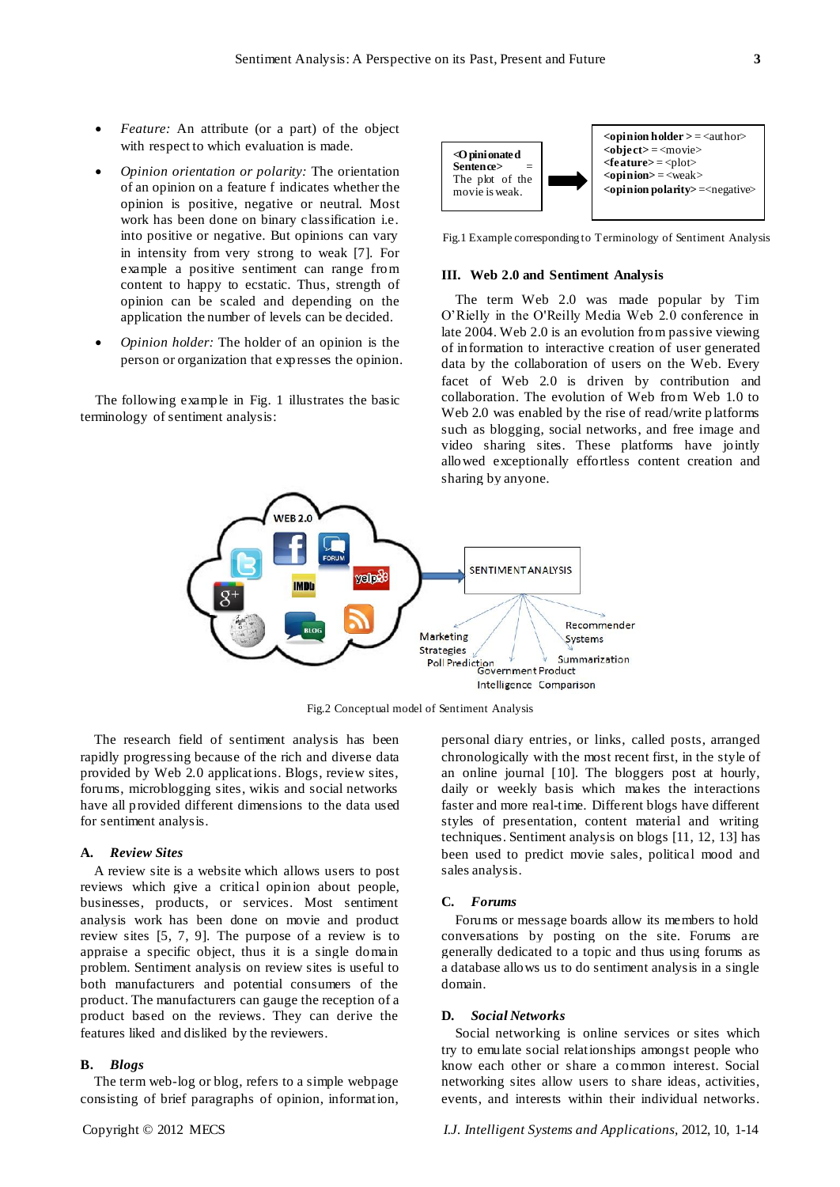- *Feature:* An attribute (or a part) of the object with respect to which evaluation is made.
- *Opinion orientation or polarity:* The orientation of an opinion on a feature f indicates whether the opinion is positive, negative or neutral. Most work has been done on binary classification i.e. into positive or negative. But opinions can vary in intensity from very strong to weak [7]. For example a positive sentiment can range from content to happy to ecstatic. Thus, strength of opinion can be scaled and depending on the application the number of levels can be decided.
- *Opinion holder:* The holder of an opinion is the person or organization that expresses the opinion.

The following example in Fig. 1 illustrates the basic terminology of sentiment analysis:

<Opinionated Sentence> = The plot of the movie is weak.

**<opinion holder >** = <author>
**<object>** = <movie>
**<feature>** = <plot>
**<opinion>** = <weak>
**<opinion polarity>** =<negative>

Fig.1 Example corresponding to Terminology of Sentiment Analysis

## III. Web 2.0 and Sentiment Analysis

The term Web 2.0 was made popular by Tim O'Rielly in the O'Reilly Media Web 2.0 conference in late 2004. Web 2.0 is an evolution from passive viewing of information to interactive creation of user generated data by the collaboration of users on the Web. Every facet of Web 2.0 is driven by contribution and collaboration. The evolution of Web from Web 1.0 to Web 2.0 was enabled by the rise of read/write platforms such as blogging, social networks, and free image and video sharing sites. These platforms have jointly allowed exceptionally effortless content creation and sharing by anyone.

Fig.2 Conceptual model of Sentiment Analysis

The research field of sentiment analysis has been rapidly progressing because of the rich and diverse data provided by Web 2.0 applications. Blogs, review sites, forums, microblogging sites, wikis and social networks have all provided different dimensions to the data used for sentiment analysis.

### A. *Review Sites*

A review site is a website which allows users to post reviews which give a critical opinion about people, businesses, products, or services. Most sentiment analysis work has been done on movie and product review sites [5, 7, 9]. The purpose of a review is to appraise a specific object, thus it is a single domain problem. Sentiment analysis on review sites is useful to both manufacturers and potential consumers of the product. The manufacturers can gauge the reception of a product based on the reviews. They can derive the features liked and disliked by the reviewers.

### B. *Blogs*

The term web-log or blog, refers to a simple webpage consisting of brief paragraphs of opinion, information, personal diary entries, or links, called posts, arranged chronologically with the most recent first, in the style of an online journal [10]. The bloggers post at hourly, daily or weekly basis which makes the interactions faster and more real-time. Different blogs have different styles of presentation, content material and writing techniques. Sentiment analysis on blogs [11, 12, 13] has been used to predict movie sales, political mood and sales analysis.

### C. *Forums*

Forums or message boards allow its members to hold conversations by posting on the site. Forums are generally dedicated to a topic and thus using forums as a database allows us to do sentiment analysis in a single domain.

### D. *Social Networks*

Social networking is online services or sites which try to emulate social relationships amongst people who know each other or share a common interest. Social networking sites allow users to share ideas, activities, events, and interests within their individual networks.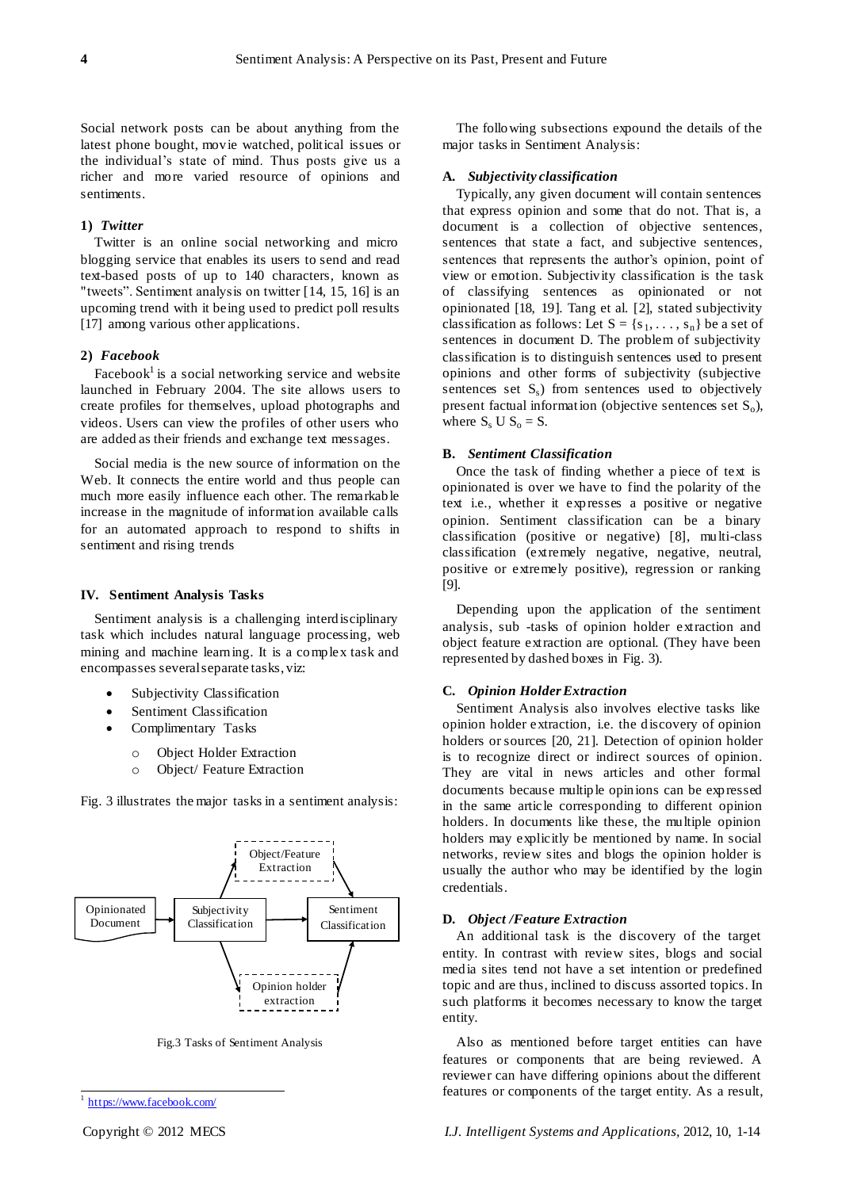Social network posts can be about anything from the latest phone bought, movie watched, political issues or the individual's state of mind. Thus posts give us a richer and more varied resource of opinions and sentiments.

#### 1) *Twitter*

Twitter is an online social networking and micro blogging service that enables its users to send and read text-based posts of up to 140 characters, known as "tweets". Sentiment analysis on twitter [14, 15, 16] is an upcoming trend with it being used to predict poll results [17] among various other applications.

#### 2) *Facebook*

Facebook[1] is a social networking service and website launched in February 2004. The site allows users to create profiles for themselves, upload photographs and videos. Users can view the profiles of other users who are added as their friends and exchange text messages.

Social media is the new source of information on the Web. It connects the entire world and thus people can much more easily influence each other. The remarkable increase in the magnitude of information available calls for an automated approach to respond to shifts in sentiment and rising trends

## IV. Sentiment Analysis Tasks

Sentiment analysis is a challenging interdisciplinary task which includes natural language processing, web mining and machine learning. It is a complex task and encompasses several separate tasks, viz:

- Subjectivity Classification
- Sentiment Classification
- Complimentary Tasks
  - Object Holder Extraction
  - Object/ Feature Extraction

Fig. 3 illustrates the major tasks in a sentiment analysis:

Opinionated Document → Subjectivity Classification → Sentiment Classification; Subjectivity Classification → Object/Feature Extraction → Sentiment Classification; Subjectivity Classification → Opinion holder extraction → Sentiment Classification

Fig.3 Tasks of Sentiment Analysis

The following subsections expound the details of the major tasks in Sentiment Analysis:

### A. *Subjectivity classification*

Typically, any given document will contain sentences that express opinion and some that do not. That is, a document is a collection of objective sentences, sentences that state a fact, and subjective sentences, sentences that represents the author's opinion, point of view or emotion. Subjectivity classification is the task of classifying sentences as opinionated or not opinionated [18, 19]. Tang et al. [2], stated subjectivity classification as follows: Let $S = \{s_1, \ldots, s_n\}$ be a set of sentences in document D. The problem of subjectivity classification is to distinguish sentences used to present opinions and other forms of subjectivity (subjective sentences set $S_s$) from sentences used to objectively present factual information (objective sentences set $S_o$), where $S_s \cup S_o = S$.

### B. *Sentiment Classification*

Once the task of finding whether a piece of text is opinionated is over we have to find the polarity of the text i.e., whether it expresses a positive or negative opinion. Sentiment classification can be a binary classification (positive or negative) [8], multi-class classification (extremely negative, negative, neutral, positive or extremely positive), regression or ranking [9].

Depending upon the application of the sentiment analysis, sub -tasks of opinion holder extraction and object feature extraction are optional. (They have been represented by dashed boxes in Fig. 3).

### C. *Opinion Holder Extraction*

Sentiment Analysis also involves elective tasks like opinion holder extraction, i.e. the discovery of opinion holders or sources [20, 21]. Detection of opinion holder is to recognize direct or indirect sources of opinion. They are vital in news articles and other formal documents because multiple opinions can be expressed in the same article corresponding to different opinion holders. In documents like these, the multiple opinion holders may explicitly be mentioned by name. In social networks, review sites and blogs the opinion holder is usually the author who may be identified by the login credentials.

### D. *Object /Feature Extraction*

An additional task is the discovery of the target entity. In contrast with review sites, blogs and social media sites tend not have a set intention or predefined topic and are thus, inclined to discuss assorted topics. In such platforms it becomes necessary to know the target entity.

Also as mentioned before target entities can have features or components that are being reviewed. A reviewer can have differing opinions about the different features or components of the target entity. As a result,

[1] https://www.facebook.com/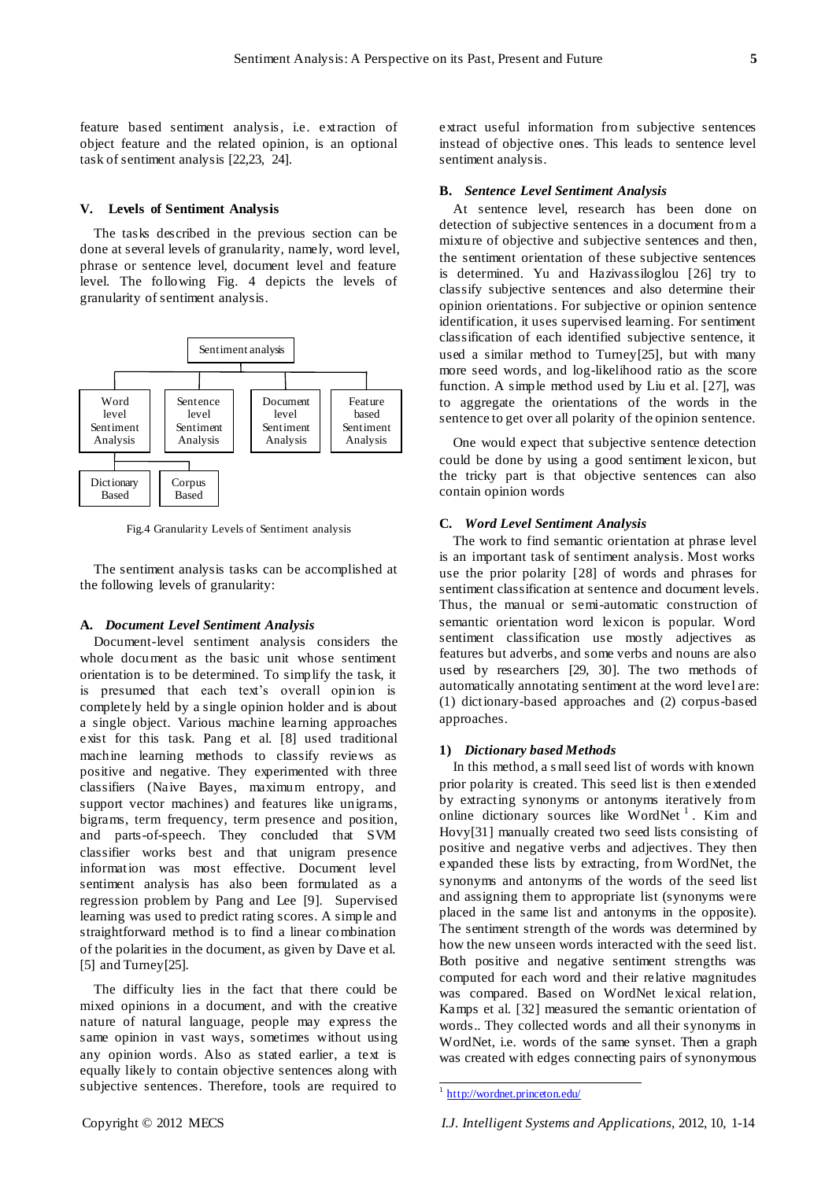feature based sentiment analysis, i.e. extraction of object feature and the related opinion, is an optional task of sentiment analysis [22,23, 24].

## V. Levels of Sentiment Analysis

The tasks described in the previous section can be done at several levels of granularity, namely, word level, phrase or sentence level, document level and feature level. The following Fig. 4 depicts the levels of granularity of sentiment analysis.

Sentiment analysis

Word level Sentiment Analysis | Sentence level Sentiment Analysis | Document level Sentiment Analysis | Feature based Sentiment Analysis

Dictionary Based | Corpus Based

Fig.4 Granularity Levels of Sentiment analysis

The sentiment analysis tasks can be accomplished at the following levels of granularity:

### A. *Document Level Sentiment Analysis*

Document-level sentiment analysis considers the whole document as the basic unit whose sentiment orientation is to be determined. To simplify the task, it is presumed that each text's overall opinion is completely held by a single opinion holder and is about a single object. Various machine learning approaches exist for this task. Pang et al. [8] used traditional machine learning methods to classify reviews as positive and negative. They experimented with three classifiers (Naive Bayes, maximum entropy, and support vector machines) and features like unigrams, bigrams, term frequency, term presence and position, and parts-of-speech. They concluded that SVM classifier works best and that unigram presence information was most effective. Document level sentiment analysis has also been formulated as a regression problem by Pang and Lee [9]. Supervised learning was used to predict rating scores. A simple and straightforward method is to find a linear combination of the polarities in the document, as given by Dave et al. [5] and Turney[25].

The difficulty lies in the fact that there could be mixed opinions in a document, and with the creative nature of natural language, people may express the same opinion in vast ways, sometimes without using any opinion words. Also as stated earlier, a text is equally likely to contain objective sentences along with subjective sentences. Therefore, tools are required to extract useful information from subjective sentences instead of objective ones. This leads to sentence level sentiment analysis.

### B. *Sentence Level Sentiment Analysis*

At sentence level, research has been done on detection of subjective sentences in a document from a mixture of objective and subjective sentences and then, the sentiment orientation of these subjective sentences is determined. Yu and Hazivassiloglou [26] try to classify subjective sentences and also determine their opinion orientations. For subjective or opinion sentence identification, it uses supervised learning. For sentiment classification of each identified subjective sentence, it used a similar method to Turney[25], but with many more seed words, and log-likelihood ratio as the score function. A simple method used by Liu et al. [27], was to aggregate the orientations of the words in the sentence to get over all polarity of the opinion sentence.

One would expect that subjective sentence detection could be done by using a good sentiment lexicon, but the tricky part is that objective sentences can also contain opinion words

### C. *Word Level Sentiment Analysis*

The work to find semantic orientation at phrase level is an important task of sentiment analysis. Most works use the prior polarity [28] of words and phrases for sentiment classification at sentence and document levels. Thus, the manual or semi-automatic construction of semantic orientation word lexicon is popular. Word sentiment classification use mostly adjectives as features but adverbs, and some verbs and nouns are also used by researchers [29, 30]. The two methods of automatically annotating sentiment at the word level are: (1) dictionary-based approaches and (2) corpus-based approaches.

#### 1) *Dictionary based Methods*

In this method, a small seed list of words with known prior polarity is created. This seed list is then extended by extracting synonyms or antonyms iteratively from online dictionary sources like WordNet [1]. Kim and Hovy[31] manually created two seed lists consisting of positive and negative verbs and adjectives. They then expanded these lists by extracting, from WordNet, the synonyms and antonyms of the words of the seed list and assigning them to appropriate list (synonyms were placed in the same list and antonyms in the opposite). The sentiment strength of the words was determined by how the new unseen words interacted with the seed list. Both positive and negative sentiment strengths was computed for each word and their relative magnitudes was compared. Based on WordNet lexical relation, Kamps et al. [32] measured the semantic orientation of words.. They collected words and all their synonyms in WordNet, i.e. words of the same synset. Then a graph was created with edges connecting pairs of synonymous

[1] http://wordnet.princeton.edu/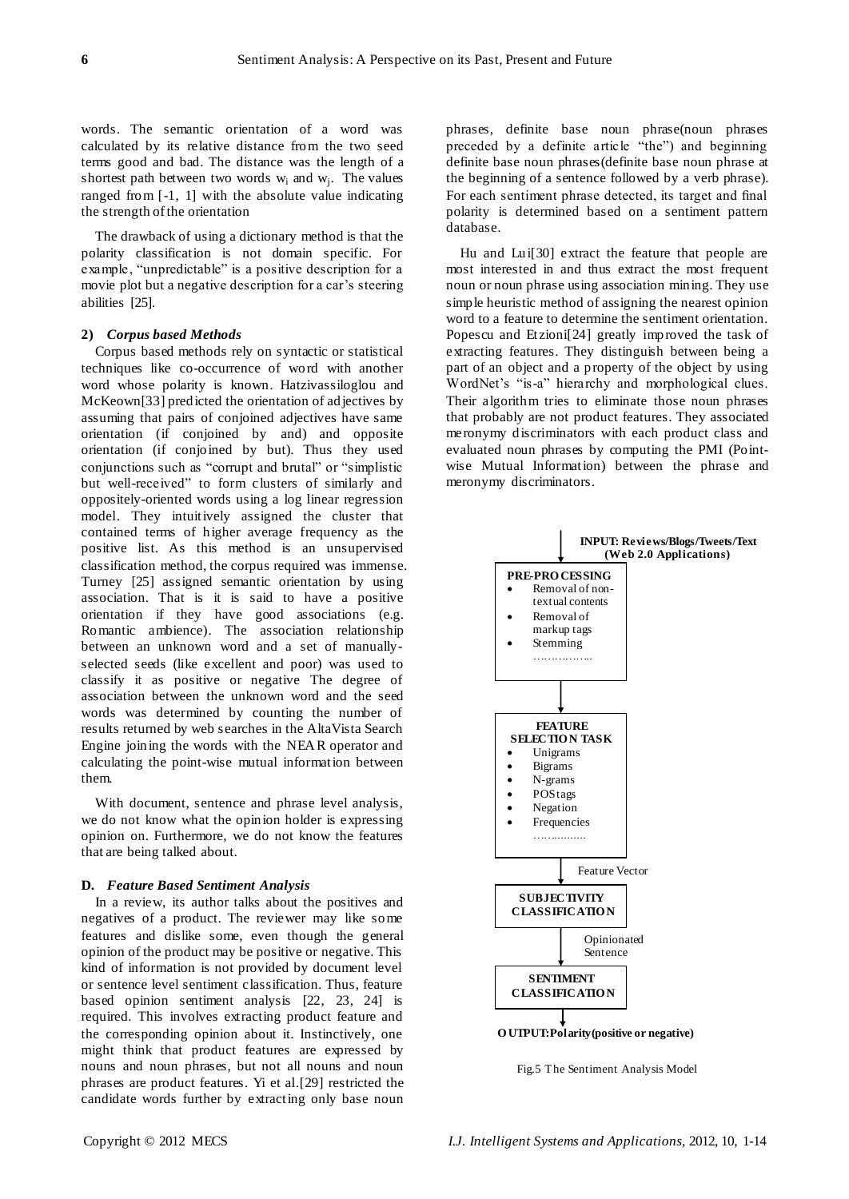words. The semantic orientation of a word was calculated by its relative distance from the two seed terms good and bad. The distance was the length of a shortest path between two words $w_i$ and $w_j$. The values ranged from [-1, 1] with the absolute value indicating the strength of the orientation

The drawback of using a dictionary method is that the polarity classification is not domain specific. For example, "unpredictable" is a positive description for a movie plot but a negative description for a car's steering abilities [25].

**2)** ***Corpus based Methods***

Corpus based methods rely on syntactic or statistical techniques like co-occurrence of word with another word whose polarity is known. Hatzivassiloglou and McKeown[33] predicted the orientation of adjectives by assuming that pairs of conjoined adjectives have same orientation (if conjoined by and) and opposite orientation (if conjoined by but). Thus they used conjunctions such as "corrupt and brutal" or "simplistic but well-received" to form clusters of similarly and oppositely-oriented words using a log linear regression model. They intuitively assigned the cluster that contained terms of higher average frequency as the positive list. As this method is an unsupervised classification method, the corpus required was immense. Turney [25] assigned semantic orientation by using association. That is it is said to have a positive orientation if they have good associations (e.g. Romantic ambience). The association relationship between an unknown word and a set of manually-selected seeds (like excellent and poor) was used to classify it as positive or negative The degree of association between the unknown word and the seed words was determined by counting the number of results returned by web searches in the AltaVista Search Engine joining the words with the NEAR operator and calculating the point-wise mutual information between them.

With document, sentence and phrase level analysis, we do not know what the opinion holder is expressing opinion on. Furthermore, we do not know the features that are being talked about.

### D. *Feature Based Sentiment Analysis*

In a review, its author talks about the positives and negatives of a product. The reviewer may like some features and dislike some, even though the general opinion of the product may be positive or negative. This kind of information is not provided by document level or sentence level sentiment classification. Thus, feature based opinion sentiment analysis [22, 23, 24] is required. This involves extracting product feature and the corresponding opinion about it. Instinctively, one might think that product features are expressed by nouns and noun phrases, but not all nouns and noun phrases are product features. Yi et al.[29] restricted the candidate words further by extracting only base noun phrases, definite base noun phrase(noun phrases preceded by a definite article "the") and beginning definite base noun phrases(definite base noun phrase at the beginning of a sentence followed by a verb phrase). For each sentiment phrase detected, its target and final polarity is determined based on a sentiment pattern database.

Hu and Lui[30] extract the feature that people are most interested in and thus extract the most frequent noun or noun phrase using association mining. They use simple heuristic method of assigning the nearest opinion word to a feature to determine the sentiment orientation. Popescu and Etzioni[24] greatly improved the task of extracting features. They distinguish between being a part of an object and a property of the object by using WordNet's "is-a" hierarchy and morphological clues. Their algorithm tries to eliminate those noun phrases that probably are not product features. They associated meronymy discriminators with each product class and evaluated noun phrases by computing the PMI (Point-wise Mutual Information) between the phrase and meronymy discriminators.

**INPUT: Reviews/Blogs/Tweets/Text (Web 2.0 Applications)**

**PRE-PROCESSING**
- Removal of non-textual contents
- Removal of markup tags
- Stemming

……………

**FEATURE SELECTION TASK**
- Unigrams
- Bigrams
- N-grams
- POS tags
- Negation
- Frequencies

……………

Feature Vector

**SUBJECTIVITY CLASSIFICATION**

Opinionated Sentence

**SENTIMENT CLASSIFICATION**

**OUTPUT: Polarity (positive or negative)**

Fig.5 The Sentiment Analysis Model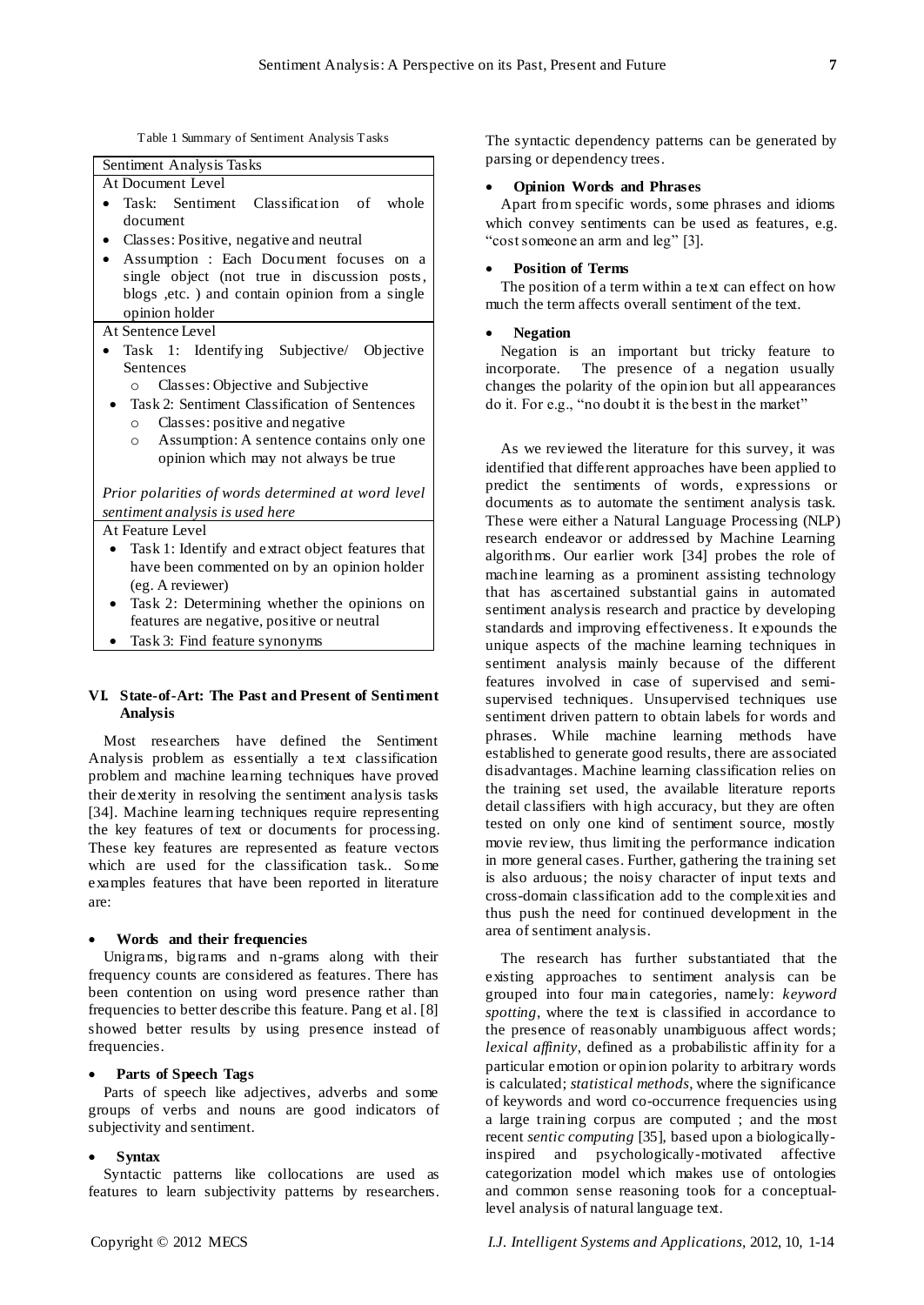Table 1 Summary of Sentiment Analysis Tasks

| Sentiment Analysis Tasks |
| --- |
| At Document Level<br>• Task: Sentiment Classification of whole document<br>• Classes: Positive, negative and neutral<br>• Assumption : Each Document focuses on a single object (not true in discussion posts, blogs ,etc. ) and contain opinion from a single opinion holder |
| At Sentence Level<br>• Task 1: Identifying Subjective/ Objective Sentences<br>  o Classes: Objective and Subjective<br>• Task 2: Sentiment Classification of Sentences<br>  o Classes: positive and negative<br>  o Assumption: A sentence contains only one opinion which may not always be true<br><br>*Prior polarities of words determined at word level sentiment analysis is used here* |
| At Feature Level<br>• Task 1: Identify and extract object features that have been commented on by an opinion holder (eg. A reviewer)<br>• Task 2: Determining whether the opinions on features are negative, positive or neutral<br>• Task 3: Find feature synonyms |

## VI. State-of-Art: The Past and Present of Sentiment Analysis

Most researchers have defined the Sentiment Analysis problem as essentially a text classification problem and machine learning techniques have proved their dexterity in resolving the sentiment analysis tasks [34]. Machine learning techniques require representing the key features of text or documents for processing. These key features are represented as feature vectors which are used for the classification task.. Some examples features that have been reported in literature are:

- **Words and their frequencies**

Unigrams, bigrams and n-grams along with their frequency counts are considered as features. There has been contention on using word presence rather than frequencies to better describe this feature. Pang et al. [8] showed better results by using presence instead of frequencies.

- **Parts of Speech Tags**

Parts of speech like adjectives, adverbs and some groups of verbs and nouns are good indicators of subjectivity and sentiment.

- **Syntax**

Syntactic patterns like collocations are used as features to learn subjectivity patterns by researchers. The syntactic dependency patterns can be generated by parsing or dependency trees.

- **Opinion Words and Phrases**

Apart from specific words, some phrases and idioms which convey sentiments can be used as features, e.g. "cost someone an arm and leg" [3].

- **Position of Terms**

The position of a term within a text can effect on how much the term affects overall sentiment of the text.

- **Negation**

Negation is an important but tricky feature to incorporate. The presence of a negation usually changes the polarity of the opinion but all appearances do it. For e.g., "no doubt it is the best in the market"

As we reviewed the literature for this survey, it was identified that different approaches have been applied to predict the sentiments of words, expressions or documents as to automate the sentiment analysis task. These were either a Natural Language Processing (NLP) research endeavor or addressed by Machine Learning algorithms. Our earlier work [34] probes the role of machine learning as a prominent assisting technology that has ascertained substantial gains in automated sentiment analysis research and practice by developing standards and improving effectiveness. It expounds the unique aspects of the machine learning techniques in sentiment analysis mainly because of the different features involved in case of supervised and semi-supervised techniques. Unsupervised techniques use sentiment driven pattern to obtain labels for words and phrases. While machine learning methods have established to generate good results, there are associated disadvantages. Machine learning classification relies on the training set used, the available literature reports detail classifiers with high accuracy, but they are often tested on only one kind of sentiment source, mostly movie review, thus limiting the performance indication in more general cases. Further, gathering the training set is also arduous; the noisy character of input texts and cross-domain classification add to the complexities and thus push the need for continued development in the area of sentiment analysis.

The research has further substantiated that the existing approaches to sentiment analysis can be grouped into four main categories, namely: *keyword spotting*, where the text is classified in accordance to the presence of reasonably unambiguous affect words; *lexical affinity*, defined as a probabilistic affinity for a particular emotion or opinion polarity to arbitrary words is calculated; *statistical methods*, where the significance of keywords and word co-occurrence frequencies using a large training corpus are computed ; and the most recent *sentic computing* [35], based upon a biologically-inspired and psychologically-motivated affective categorization model which makes use of ontologies and common sense reasoning tools for a conceptual-level analysis of natural language text.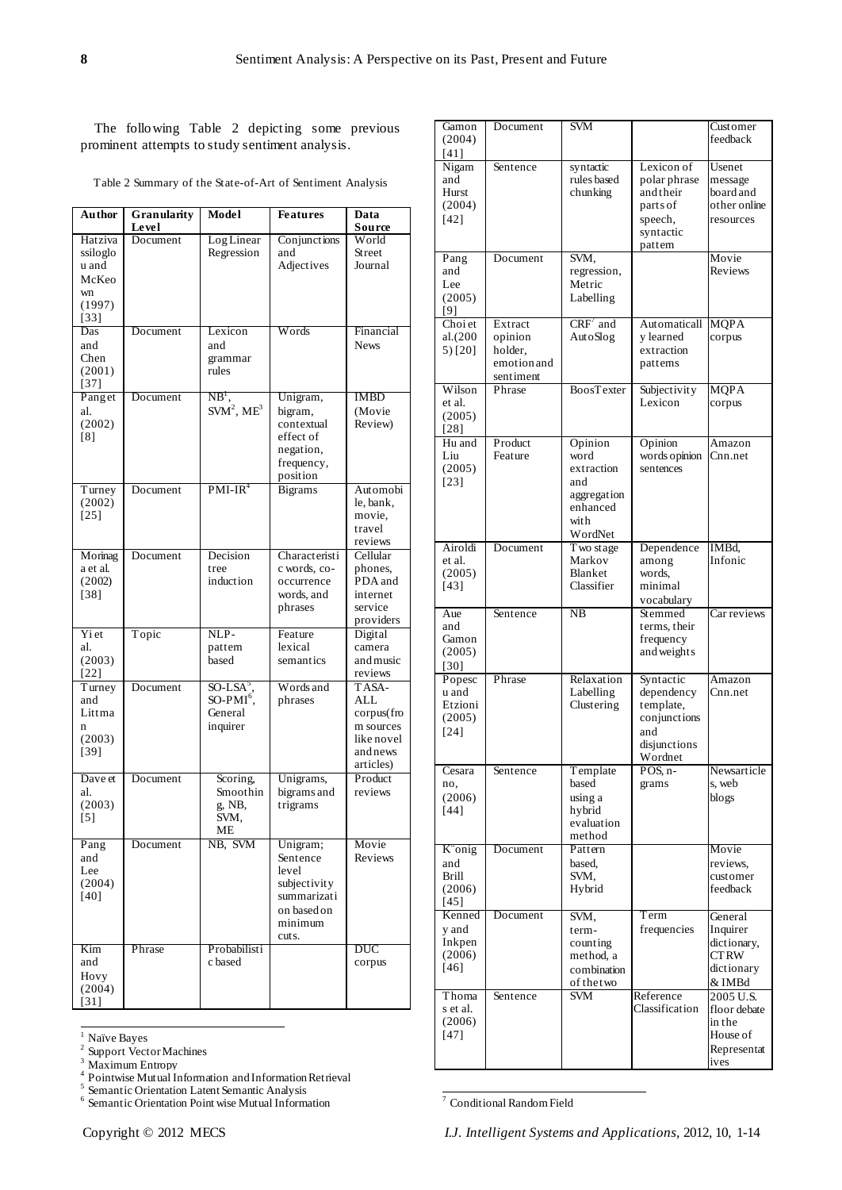The following Table 2 depicting some previous prominent attempts to study sentiment analysis.

Table 2 Summary of the State-of-Art of Sentiment Analysis

| Author | Granularity Level | Model | Features | Data Source |
|---|---|---|---|---|
| Hatzivassiloglou and McKeown (1997) [33] | Document | Log Linear Regression | Conjunctions and Adjectives | World Street Journal |
| Das and Chen (2001) [37] | Document | Lexicon and grammar rules | Words | Financial News |
| Pang et al. (2002) [8] | Document | NB[1], SVM[2], ME[3] | Unigram, bigram, contextual effect of negation, frequency, position | IMBD (Movie Review) |
| Turney (2002) [25] | Document | PMI-IR[4] | Bigrams | Automobile, bank, movie, travel reviews |
| Morinaga et al. (2002) [38] | Document | Decision tree induction | Characteristic words, co-occurrence words, and phrases | Cellular phones, PDA and internet service providers |
| Yi et al. (2003) [22] | Topic | NLP-pattern based | Feature lexical semantics | Digital camera and music reviews |
| Turney and Littman (2003) [39] | Document | SO-LSA[5], SO-PMI[6], General inquirer | Words and phrases | TASA-ALL corpus(from sources like novel and news articles) |
| Dave et al. (2003) [5] | Document | Scoring, Smoothing, NB, SVM, ME | Unigrams, bigrams and trigrams | Product reviews |
| Pang and Lee (2004) [40] | Document | NB, SVM | Unigram; Sentence level subjectivity summarization based on minimum cuts. | Movie Reviews |
| Kim and Hovy (2004) [31] | Phrase | Probabilistic based | | DUC corpus |
| Gamon (2004) [41] | Document | SVM | | Customer feedback |
| Nigam and Hurst (2004) [42] | Sentence | syntactic rules based chunking | Lexicon of polar phrase and their parts of speech, syntactic pattern | Usenet message board and other online resources |
| Pang and Lee (2005) [9] | Document | SVM, regression, Metric Labelling | | Movie Reviews |
| Choi et al.(2005) [20] | Extract opinion holder, emotion and sentiment | CRF[7] and AutoSlog | Automatically learned extraction patterns | MQPA corpus |
| Wilson et al. (2005) [28] | Phrase | BoosTexter | Subjectivity Lexicon | MQPA corpus |
| Hu and Liu (2005) [23] | Product Feature | Opinion word extraction and aggregation enhanced with WordNet | Opinion words opinion sentences | Amazon Cnn.net |
| Airoldi et al. (2005) [43] | Document | Two stage Markov Blanket Classifier | Dependence among words, minimal vocabulary | IMBd, Infonic |
| Aue and Gamon (2005) [30] | Sentence | NB | Stemmed terms, their frequency and weights | Car reviews |
| Popescu and Etzioni (2005) [24] | Phrase | Relaxation Labelling Clustering | Syntactic dependency template, conjunctions and disjunctions Wordnet | Amazon Cnn.net |
| Cesarano, (2006) [44] | Sentence | Template based using a hybrid evaluation method | POS, n-grams | Newsarticles, web blogs |
| K¨onig and Brill (2006) [45] | Document | Pattern based, SVM, Hybrid | | Movie reviews, customer feedback |
| Kennedy and Inkpen (2006) [46] | Document | SVM, term-counting method, a combination of the two | Term frequencies | General Inquirer dictionary, CTRW dictionary & IMBd |
| Thomas et al. (2006) [47] | Sentence | SVM | Reference Classification | 2005 U.S. floor debate in the House of Representatives |

[1] Naïve Bayes
[2] Support Vector Machines
[3] Maximum Entropy
[4] Pointwise Mutual Information and Information Retrieval
[5] Semantic Orientation Latent Semantic Analysis
[6] Semantic Orientation Point wise Mutual Information
[7] Conditional Random Field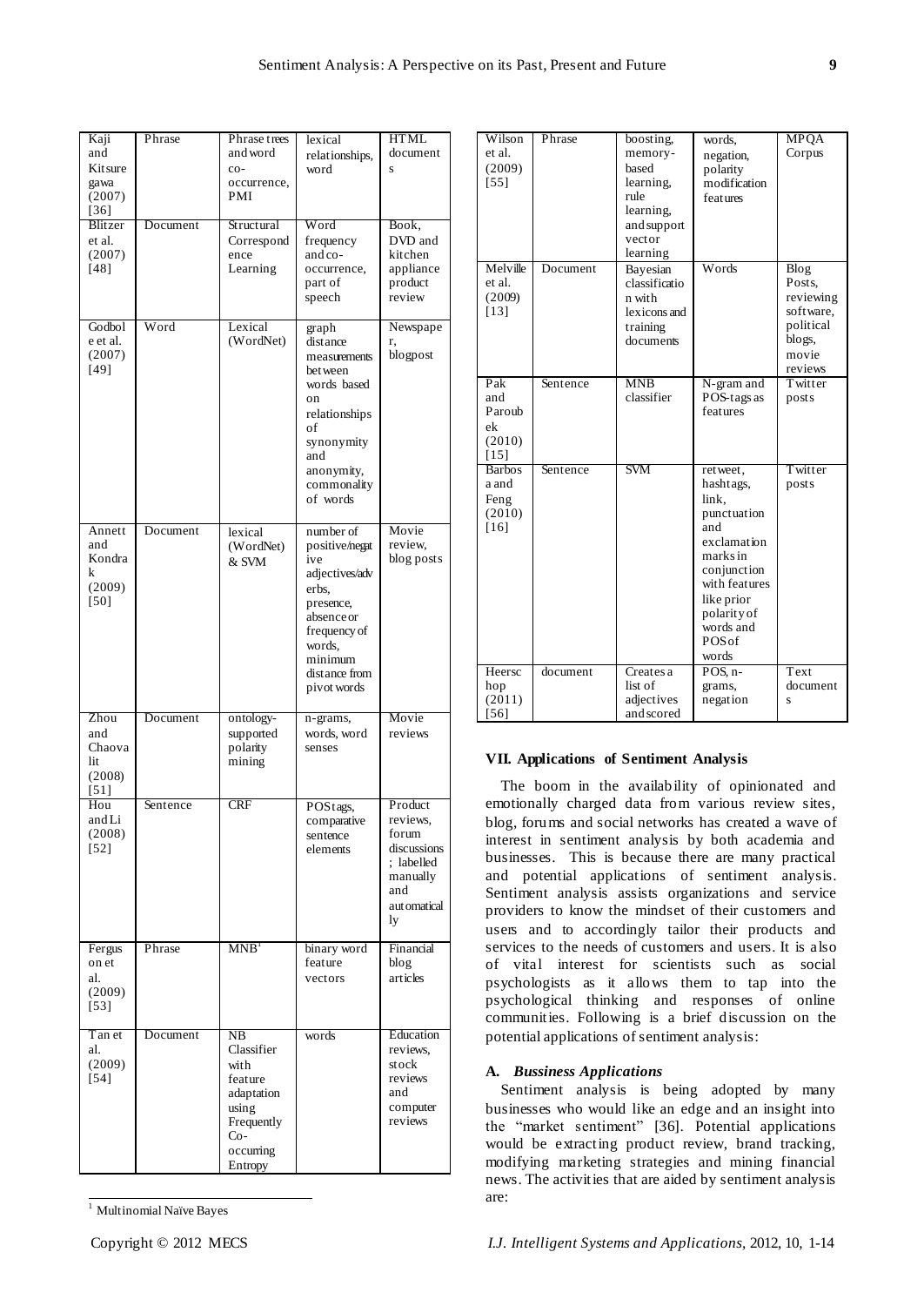| Kaji and Kitsuregawa (2007) [36] | Phrase | Phrase trees and word co-occurrence, PMI | lexical relationships, word | HTML documents |
|---|---|---|---|---|
| Blitzer et al. (2007) [48] | Document | Structural Correspondence Learning | Word frequency and co-occurrence, part of speech | Book, DVD and kitchen appliance product review |
| Godbole et al. (2007) [49] | Word | Lexical (WordNet) | graph distance measurements between words based on relationships of synonymity and anonymity, commonality of words | Newspaper, blogpost |
| Annett and Kondrak (2009) [50] | Document | lexical (WordNet) & SVM | number of positive/negative adjectives/adverbs, presence, absence or frequency of words, minimum distance from pivot words | Movie review, blog posts |
| Zhou and Chaovalit (2008) [51] | Document | ontology-supported polarity mining | n-grams, words, word senses | Movie reviews |
| Hou and Li (2008) [52] | Sentence | CRF | POS tags, comparative sentence elements | Product reviews, forum discussions; labelled manually and automatically |
| Ferguson et al. (2009) [53] | Phrase | MNB[1] | binary word feature vectors | Financial blog articles |
| Tan et al. (2009) [54] | Document | NB Classifier with feature adaptation using Frequently Co-occurring Entropy | words | Education reviews, stock reviews and computer reviews |
| Wilson et al. (2009) [55] | Phrase | boosting, memory-based learning, rule learning, and support vector learning | words, negation, polarity modification features | MPQA Corpus |
| Melville et al. (2009) [13] | Document | Bayesian classification with lexicons and training documents | Words | Blog Posts, reviewing software, political blogs, movie reviews |
| Pak and Paroubek (2010) [15] | Sentence | MNB classifier | N-gram and POS-tags as features | Twitter posts |
| Barbosa and Feng (2010) [16] | Sentence | SVM | retweet, hashtags, link, punctuation and exclamation marks in conjunction with features like prior polarity of words and POS of words | Twitter posts |
| Heerschop (2011) [56] | document | Creates a list of adjectives and scored | POS, n-grams, negation | Text documents |

[1] Multinomial Naïve Bayes

## VII. Applications of Sentiment Analysis

The boom in the availability of opinionated and emotionally charged data from various review sites, blog, forums and social networks has created a wave of interest in sentiment analysis by both academia and businesses. This is because there are many practical and potential applications of sentiment analysis. Sentiment analysis assists organizations and service providers to know the mindset of their customers and users and to accordingly tailor their products and services to the needs of customers and users. It is also of vital interest for scientists such as social psychologists as it allows them to tap into the psychological thinking and responses of online communities. Following is a brief discussion on the potential applications of sentiment analysis:

### A. *Bussiness Applications*

Sentiment analysis is being adopted by many businesses who would like an edge and an insight into the "market sentiment" [36]. Potential applications would be extracting product review, brand tracking, modifying marketing strategies and mining financial news. The activities that are aided by sentiment analysis are: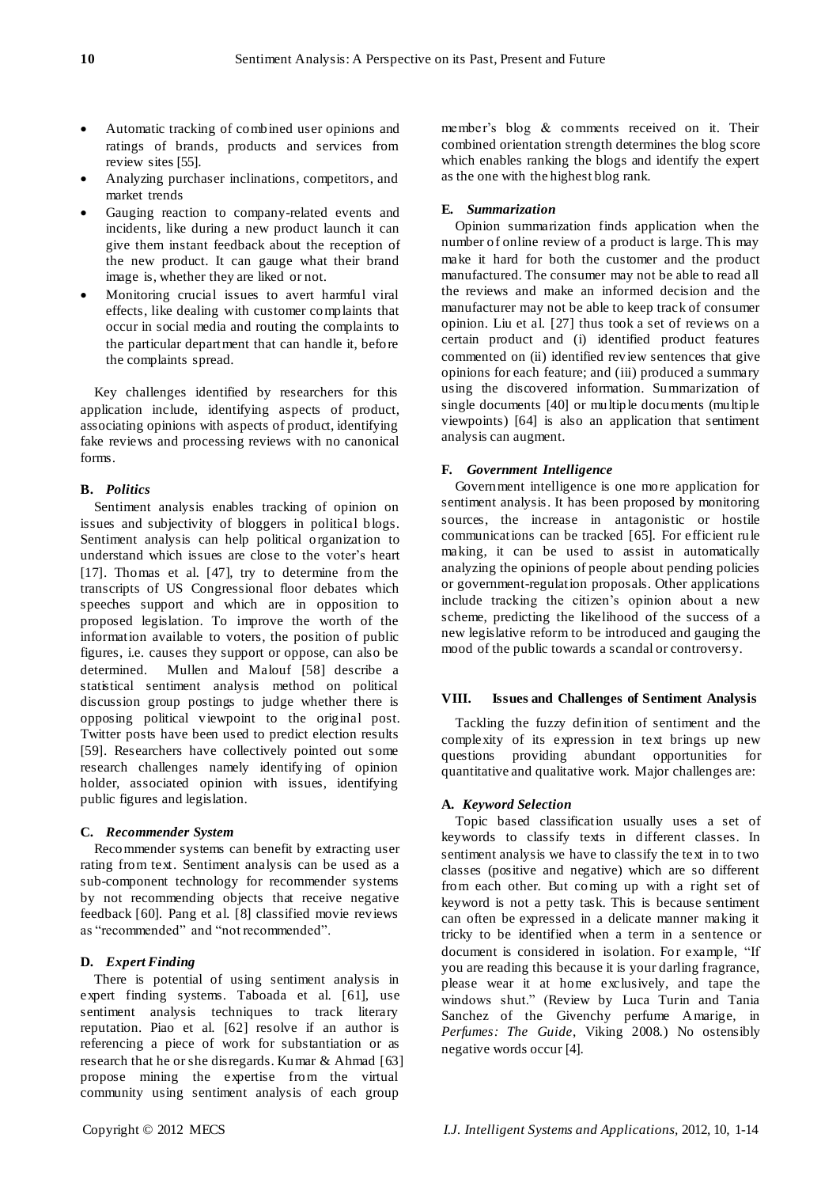- Automatic tracking of combined user opinions and ratings of brands, products and services from review sites [55].
- Analyzing purchaser inclinations, competitors, and market trends
- Gauging reaction to company-related events and incidents, like during a new product launch it can give them instant feedback about the reception of the new product. It can gauge what their brand image is, whether they are liked or not.
- Monitoring crucial issues to avert harmful viral effects, like dealing with customer complaints that occur in social media and routing the complaints to the particular department that can handle it, before the complaints spread.

Key challenges identified by researchers for this application include, identifying aspects of product, associating opinions with aspects of product, identifying fake reviews and processing reviews with no canonical forms.

### B. *Politics*

Sentiment analysis enables tracking of opinion on issues and subjectivity of bloggers in political blogs. Sentiment analysis can help political organization to understand which issues are close to the voter's heart [17]. Thomas et al. [47], try to determine from the transcripts of US Congressional floor debates which speeches support and which are in opposition to proposed legislation. To improve the worth of the information available to voters, the position of public figures, i.e. causes they support or oppose, can also be determined. Mullen and Malouf [58] describe a statistical sentiment analysis method on political discussion group postings to judge whether there is opposing political viewpoint to the original post. Twitter posts have been used to predict election results [59]. Researchers have collectively pointed out some research challenges namely identifying of opinion holder, associated opinion with issues, identifying public figures and legislation.

### C. *Recommender System*

Recommender systems can benefit by extracting user rating from text. Sentiment analysis can be used as a sub-component technology for recommender systems by not recommending objects that receive negative feedback [60]. Pang et al. [8] classified movie reviews as "recommended" and "not recommended".

### D. *Expert Finding*

There is potential of using sentiment analysis in expert finding systems. Taboada et al. [61], use sentiment analysis techniques to track literary reputation. Piao et al. [62] resolve if an author is referencing a piece of work for substantiation or as research that he or she disregards. Kumar & Ahmad [63] propose mining the expertise from the virtual community using sentiment analysis of each group member's blog & comments received on it. Their combined orientation strength determines the blog score which enables ranking the blogs and identify the expert as the one with the highest blog rank.

### E. *Summarization*

Opinion summarization finds application when the number of online review of a product is large. This may make it hard for both the customer and the product manufactured. The consumer may not be able to read all the reviews and make an informed decision and the manufacturer may not be able to keep track of consumer opinion. Liu et al. [27] thus took a set of reviews on a certain product and (i) identified product features commented on (ii) identified review sentences that give opinions for each feature; and (iii) produced a summary using the discovered information. Summarization of single documents [40] or multiple documents (multiple viewpoints) [64] is also an application that sentiment analysis can augment.

### F. *Government Intelligence*

Government intelligence is one more application for sentiment analysis. It has been proposed by monitoring sources, the increase in antagonistic or hostile communications can be tracked [65]. For efficient rule making, it can be used to assist in automatically analyzing the opinions of people about pending policies or government-regulation proposals. Other applications include tracking the citizen's opinion about a new scheme, predicting the likelihood of the success of a new legislative reform to be introduced and gauging the mood of the public towards a scandal or controversy.

## VIII. Issues and Challenges of Sentiment Analysis

Tackling the fuzzy definition of sentiment and the complexity of its expression in text brings up new questions providing abundant opportunities for quantitative and qualitative work. Major challenges are:

### A. *Keyword Selection*

Topic based classification usually uses a set of keywords to classify texts in different classes. In sentiment analysis we have to classify the text in to two classes (positive and negative) which are so different from each other. But coming up with a right set of keyword is not a petty task. This is because sentiment can often be expressed in a delicate manner making it tricky to be identified when a term in a sentence or document is considered in isolation. For example, "If you are reading this because it is your darling fragrance, please wear it at home exclusively, and tape the windows shut." (Review by Luca Turin and Tania Sanchez of the Givenchy perfume Amarige, in *Perfumes: The Guide*, Viking 2008.) No ostensibly negative words occur [4].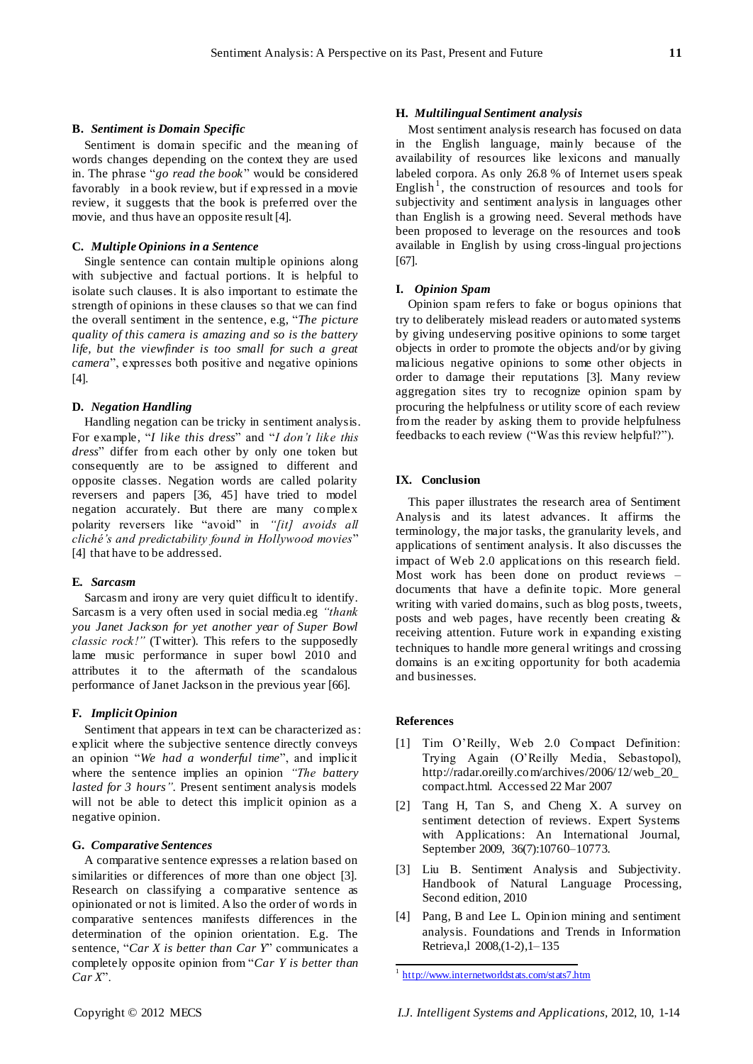### B. *Sentiment is Domain Specific*

Sentiment is domain specific and the meaning of words changes depending on the context they are used in. The phrase "*go read the book*" would be considered favorably in a book review, but if expressed in a movie review, it suggests that the book is preferred over the movie, and thus have an opposite result [4].

### C. *Multiple Opinions in a Sentence*

Single sentence can contain multiple opinions along with subjective and factual portions. It is helpful to isolate such clauses. It is also important to estimate the strength of opinions in these clauses so that we can find the overall sentiment in the sentence, e.g, "*The picture quality of this camera is amazing and so is the battery life, but the viewfinder is too small for such a great camera*", expresses both positive and negative opinions [4].

### D. *Negation Handling*

Handling negation can be tricky in sentiment analysis. For example, "*I like this dress*" and "*I don't like this dress*" differ from each other by only one token but consequently are to be assigned to different and opposite classes. Negation words are called polarity reversers and papers [36, 45] have tried to model negation accurately. But there are many complex polarity reversers like "avoid" in *"[it] avoids all cliché's and predictability found in Hollywood movies*" [4] that have to be addressed.

### E. *Sarcasm*

Sarcasm and irony are very quiet difficult to identify. Sarcasm is a very often used in social media.eg *"thank you Janet Jackson for yet another year of Super Bowl classic rock!"* (Twitter). This refers to the supposedly lame music performance in super bowl 2010 and attributes it to the aftermath of the scandalous performance of Janet Jackson in the previous year [66].

### F. *Implicit Opinion*

Sentiment that appears in text can be characterized as: explicit where the subjective sentence directly conveys an opinion "*We had a wonderful time*", and implicit where the sentence implies an opinion *"The battery lasted for 3 hours".* Present sentiment analysis models will not be able to detect this implicit opinion as a negative opinion.

### G. *Comparative Sentences*

A comparative sentence expresses a relation based on similarities or differences of more than one object [3]. Research on classifying a comparative sentence as opinionated or not is limited. Also the order of words in comparative sentences manifests differences in the determination of the opinion orientation. E.g. The sentence, "*Car X is better than Car Y*" communicates a completely opposite opinion from "*Car Y is better than Car X*".

### H. *Multilingual Sentiment analysis*

Most sentiment analysis research has focused on data in the English language, mainly because of the availability of resources like lexicons and manually labeled corpora. As only 26.8 % of Internet users speak English[1], the construction of resources and tools for subjectivity and sentiment analysis in languages other than English is a growing need. Several methods have been proposed to leverage on the resources and tools available in English by using cross-lingual projections [67].

### I. *Opinion Spam*

Opinion spam refers to fake or bogus opinions that try to deliberately mislead readers or automated systems by giving undeserving positive opinions to some target objects in order to promote the objects and/or by giving malicious negative opinions to some other objects in order to damage their reputations [3]. Many review aggregation sites try to recognize opinion spam by procuring the helpfulness or utility score of each review from the reader by asking them to provide helpfulness feedbacks to each review ("Was this review helpful?").

## IX. Conclusion

This paper illustrates the research area of Sentiment Analysis and its latest advances. It affirms the terminology, the major tasks, the granularity levels, and applications of sentiment analysis. It also discusses the impact of Web 2.0 applications on this research field. Most work has been done on product reviews – documents that have a definite topic. More general writing with varied domains, such as blog posts, tweets, posts and web pages, have recently been creating & receiving attention. Future work in expanding existing techniques to handle more general writings and crossing domains is an exciting opportunity for both academia and businesses.

## References

[1] Tim O'Reilly, Web 2.0 Compact Definition: Trying Again (O'Reilly Media, Sebastopol), http://radar.oreilly.com/archives/2006/12/web_20_compact.html. Accessed 22 Mar 2007

[2] Tang H, Tan S, and Cheng X. A survey on sentiment detection of reviews. Expert Systems with Applications: An International Journal, September 2009, 36(7):10760–10773.

[3] Liu B. Sentiment Analysis and Subjectivity. Handbook of Natural Language Processing, Second edition, 2010

[4] Pang, B and Lee L. Opinion mining and sentiment analysis. Foundations and Trends in Information Retrieva,l 2008,(1-2),1–135

---

[1] http://www.internetworldstats.com/stats7.htm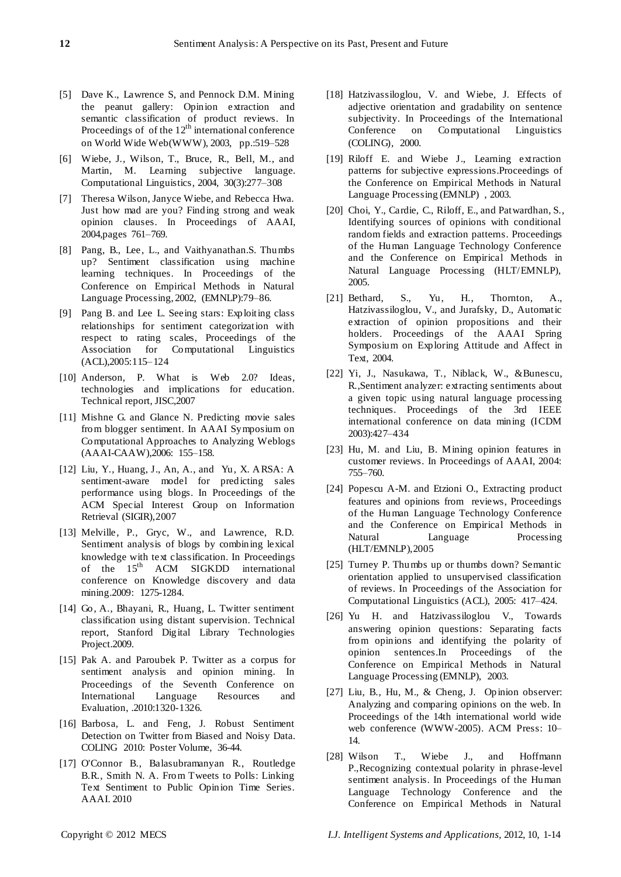[5] Dave K., Lawrence S, and Pennock D.M. Mining the peanut gallery: Opinion extraction and semantic classification of product reviews. In Proceedings of of the 12th international conference on World Wide Web(WWW), 2003, pp.:519–528

[6] Wiebe, J., Wilson, T., Bruce, R., Bell, M., and Martin, M. Learning subjective language. Computational Linguistics, 2004, 30(3):277–308

[7] Theresa Wilson, Janyce Wiebe, and Rebecca Hwa. Just how mad are you? Finding strong and weak opinion clauses. In Proceedings of AAAI, 2004,pages 761–769.

[8] Pang, B., Lee, L., and Vaithyanathan.S. Thumbs up? Sentiment classification using machine learning techniques. In Proceedings of the Conference on Empirical Methods in Natural Language Processing, 2002, (EMNLP):79–86.

[9] Pang B. and Lee L. Seeing stars: Exploiting class relationships for sentiment categorization with respect to rating scales, Proceedings of the Association for Computational Linguistics (ACL),2005:115–124

[10] Anderson, P. What is Web 2.0? Ideas, technologies and implications for education. Technical report, JISC,2007

[11] Mishne G. and Glance N. Predicting movie sales from blogger sentiment. In AAAI Symposium on Computational Approaches to Analyzing Weblogs (AAAI-CAAW),2006: 155–158.

[12] Liu, Y., Huang, J., An, A., and Yu, X. ARSA: A sentiment-aware model for predicting sales performance using blogs. In Proceedings of the ACM Special Interest Group on Information Retrieval (SIGIR),2007

[13] Melville, P., Gryc, W., and Lawrence, R.D. Sentiment analysis of blogs by combining lexical knowledge with text classification. In Proceedings of the 15th ACM SIGKDD international conference on Knowledge discovery and data mining.2009: 1275-1284.

[14] Go, A., Bhayani, R., Huang, L. Twitter sentiment classification using distant supervision. Technical report, Stanford Digital Library Technologies Project.2009.

[15] Pak A. and Paroubek P. Twitter as a corpus for sentiment analysis and opinion mining. In Proceedings of the Seventh Conference on International Language Resources and Evaluation, .2010:1320-1326.

[16] Barbosa, L. and Feng, J. Robust Sentiment Detection on Twitter from Biased and Noisy Data. COLING 2010: Poster Volume, 36-44.

[17] O'Connor B., Balasubramanyan R., Routledge B.R., Smith N. A. From Tweets to Polls: Linking Text Sentiment to Public Opinion Time Series. AAAI. 2010

[18] Hatzivassiloglou, V. and Wiebe, J. Effects of adjective orientation and gradability on sentence subjectivity. In Proceedings of the International Conference on Computational Linguistics (COLING), 2000.

[19] Riloff E. and Wiebe J., Learning extraction patterns for subjective expressions.Proceedings of the Conference on Empirical Methods in Natural Language Processing (EMNLP) , 2003.

[20] Choi, Y., Cardie, C., Riloff, E., and Patwardhan, S., Identifying sources of opinions with conditional random fields and extraction patterns. Proceedings of the Human Language Technology Conference and the Conference on Empirical Methods in Natural Language Processing (HLT/EMNLP), 2005.

[21] Bethard, S., Yu, H., Thornton, A., Hatzivassiloglou, V., and Jurafsky, D., Automatic extraction of opinion propositions and their holders. Proceedings of the AAAI Spring Symposium on Exploring Attitude and Affect in Text, 2004.

[22] Yi, J., Nasukawa, T., Niblack, W., &Bunescu, R.,Sentiment analyzer: extracting sentiments about a given topic using natural language processing techniques. Proceedings of the 3rd IEEE international conference on data mining (ICDM 2003):427–434

[23] Hu, M. and Liu, B. Mining opinion features in customer reviews. In Proceedings of AAAI, 2004: 755–760.

[24] Popescu A-M. and Etzioni O., Extracting product features and opinions from reviews, Proceedings of the Human Language Technology Conference and the Conference on Empirical Methods in Natural Language Processing (HLT/EMNLP),2005

[25] Turney P. Thumbs up or thumbs down? Semantic orientation applied to unsupervised classification of reviews. In Proceedings of the Association for Computational Linguistics (ACL), 2005: 417–424.

[26] Yu H. and Hatzivassiloglou V., Towards answering opinion questions: Separating facts from opinions and identifying the polarity of opinion sentences.In Proceedings of the Conference on Empirical Methods in Natural Language Processing (EMNLP), 2003.

[27] Liu, B., Hu, M., & Cheng, J. Opinion observer: Analyzing and comparing opinions on the web. In Proceedings of the 14th international world wide web conference (WWW-2005). ACM Press: 10–14.

[28] Wilson T., Wiebe J., and Hoffmann P.,Recognizing contextual polarity in phrase-level sentiment analysis. In Proceedings of the Human Language Technology Conference and the Conference on Empirical Methods in Natural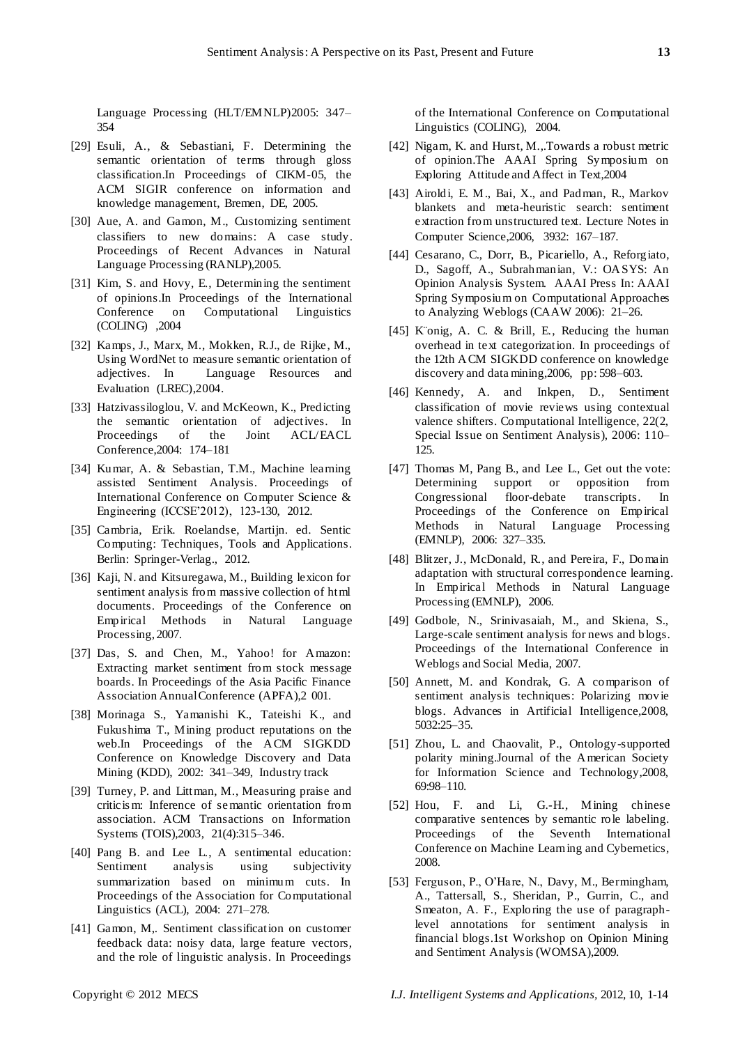Language Processing (HLT/EMNLP)2005: 347–354

[29] Esuli, A., & Sebastiani, F. Determining the semantic orientation of terms through gloss classification.In Proceedings of CIKM-05, the ACM SIGIR conference on information and knowledge management, Bremen, DE, 2005.

[30] Aue, A. and Gamon, M., Customizing sentiment classifiers to new domains: A case study. Proceedings of Recent Advances in Natural Language Processing (RANLP),2005.

[31] Kim, S. and Hovy, E., Determining the sentiment of opinions.In Proceedings of the International Conference on Computational Linguistics (COLING) ,2004

[32] Kamps, J., Marx, M., Mokken, R.J., de Rijke, M., Using WordNet to measure semantic orientation of adjectives. In Language Resources and Evaluation (LREC),2004.

[33] Hatzivassiloglou, V. and McKeown, K., Predicting the semantic orientation of adjectives. In Proceedings of the Joint ACL/EACL Conference,2004: 174–181

[34] Kumar, A. & Sebastian, T.M., Machine learning assisted Sentiment Analysis. Proceedings of International Conference on Computer Science & Engineering (ICCSE'2012), 123-130, 2012.

[35] Cambria, Erik. Roelandse, Martijn. ed. Sentic Computing: Techniques, Tools and Applications. Berlin: Springer-Verlag., 2012.

[36] Kaji, N. and Kitsuregawa, M., Building lexicon for sentiment analysis from massive collection of html documents. Proceedings of the Conference on Empirical Methods in Natural Language Processing, 2007.

[37] Das, S. and Chen, M., Yahoo! for Amazon: Extracting market sentiment from stock message boards. In Proceedings of the Asia Pacific Finance Association Annual Conference (APFA),2 001.

[38] Morinaga S., Yamanishi K., Tateishi K., and Fukushima T., Mining product reputations on the web.In Proceedings of the ACM SIGKDD Conference on Knowledge Discovery and Data Mining (KDD), 2002: 341–349, Industry track

[39] Turney, P. and Littman, M., Measuring praise and criticism: Inference of semantic orientation from association. ACM Transactions on Information Systems (TOIS),2003, 21(4):315–346.

[40] Pang B. and Lee L., A sentimental education: Sentiment analysis using subjectivity summarization based on minimum cuts. In Proceedings of the Association for Computational Linguistics (ACL), 2004: 271–278.

[41] Gamon, M,. Sentiment classification on customer feedback data: noisy data, large feature vectors, and the role of linguistic analysis. In Proceedings of the International Conference on Computational Linguistics (COLING), 2004.

[42] Nigam, K. and Hurst, M.,.Towards a robust metric of opinion.The AAAI Spring Symposium on Exploring Attitude and Affect in Text,2004

[43] Airoldi, E. M., Bai, X., and Padman, R., Markov blankets and meta-heuristic search: sentiment extraction from unstructured text. Lecture Notes in Computer Science,2006, 3932: 167–187.

[44] Cesarano, C., Dorr, B., Picariello, A., Reforgiato, D., Sagoff, A., Subrahmanian, V.: OASYS: An Opinion Analysis System. AAAI Press In: AAAI Spring Symposium on Computational Approaches to Analyzing Weblogs (CAAW 2006): 21–26.

[45] K¨onig, A. C. & Brill, E., Reducing the human overhead in text categorization. In proceedings of the 12th ACM SIGKDD conference on knowledge discovery and data mining,2006, pp: 598–603.

[46] Kennedy, A. and Inkpen, D., Sentiment classification of movie reviews using contextual valence shifters. Computational Intelligence, 22(2, Special Issue on Sentiment Analysis), 2006: 110–125.

[47] Thomas M, Pang B., and Lee L., Get out the vote: Determining support or opposition from Congressional floor-debate transcripts. In Proceedings of the Conference on Empirical Methods in Natural Language Processing (EMNLP), 2006: 327–335.

[48] Blitzer, J., McDonald, R., and Pereira, F., Domain adaptation with structural correspondence learning. In Empirical Methods in Natural Language Processing (EMNLP), 2006.

[49] Godbole, N., Srinivasaiah, M., and Skiena, S., Large-scale sentiment analysis for news and blogs. Proceedings of the International Conference in Weblogs and Social Media, 2007.

[50] Annett, M. and Kondrak, G. A comparison of sentiment analysis techniques: Polarizing movie blogs. Advances in Artificial Intelligence,2008, 5032:25–35.

[51] Zhou, L. and Chaovalit, P., Ontology-supported polarity mining.Journal of the American Society for Information Science and Technology,2008, 69:98–110.

[52] Hou, F. and Li, G.-H., Mining chinese comparative sentences by semantic role labeling. Proceedings of the Seventh International Conference on Machine Learning and Cybernetics, 2008.

[53] Ferguson, P., O'Hare, N., Davy, M., Bermingham, A., Tattersall, S., Sheridan, P., Gurrin, C., and Smeaton, A. F., Exploring the use of paragraph-level annotations for sentiment analysis in financial blogs.1st Workshop on Opinion Mining and Sentiment Analysis (WOMSA),2009.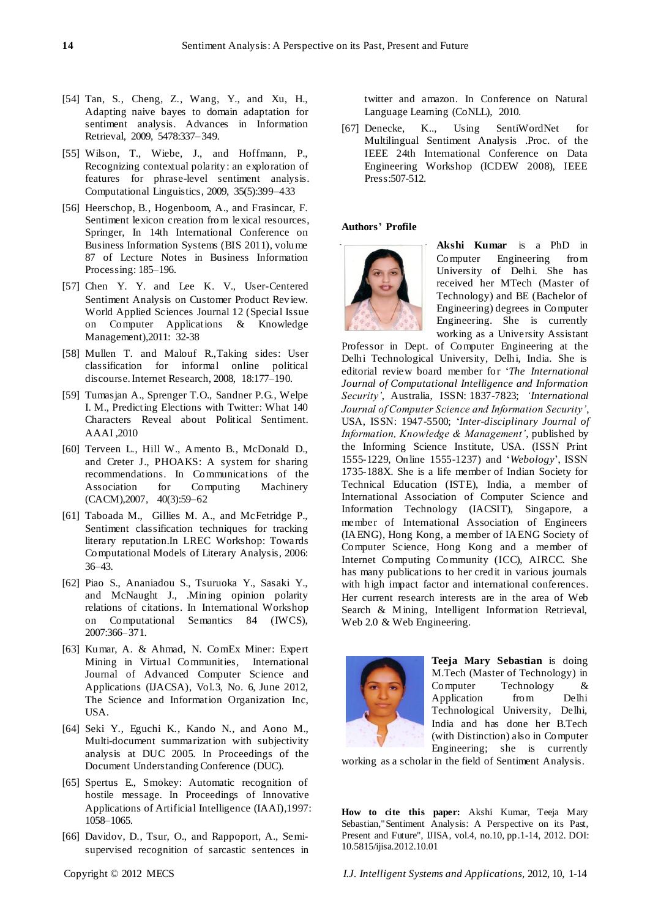[54] Tan, S., Cheng, Z., Wang, Y., and Xu, H., Adapting naive bayes to domain adaptation for sentiment analysis. Advances in Information Retrieval, 2009, 5478:337–349.

[55] Wilson, T., Wiebe, J., and Hoffmann, P., Recognizing contextual polarity: an exploration of features for phrase-level sentiment analysis. Computational Linguistics, 2009, 35(5):399–433

[56] Heerschop, B., Hogenboom, A., and Frasincar, F. Sentiment lexicon creation from lexical resources, Springer, In 14th International Conference on Business Information Systems (BIS 2011), volume 87 of Lecture Notes in Business Information Processing: 185–196.

[57] Chen Y. Y. and Lee K. V., User-Centered Sentiment Analysis on Customer Product Review. World Applied Sciences Journal 12 (Special Issue on Computer Applications & Knowledge Management),2011: 32-38

[58] Mullen T. and Malouf R.,Taking sides: User classification for informal online political discourse. Internet Research, 2008, 18:177–190.

[59] Tumasjan A., Sprenger T.O., Sandner P.G., Welpe I. M., Predicting Elections with Twitter: What 140 Characters Reveal about Political Sentiment. AAAI ,2010

[60] Terveen L., Hill W., Amento B., McDonald D., and Creter J., PHOAKS: A system for sharing recommendations. In Communications of the Association for Computing Machinery (CACM),2007, 40(3):59–62

[61] Taboada M., Gillies M. A., and McFetridge P., Sentiment classification techniques for tracking literary reputation.In LREC Workshop: Towards Computational Models of Literary Analysis, 2006: 36–43.

[62] Piao S., Ananiadou S., Tsuruoka Y., Sasaki Y., and McNaught J., .Mining opinion polarity relations of citations. In International Workshop on Computational Semantics 84 (IWCS), 2007:366–371.

[63] Kumar, A. & Ahmad, N. ComEx Miner: Expert Mining in Virtual Communities, International Journal of Advanced Computer Science and Applications (IJACSA), Vol.3, No. 6, June 2012, The Science and Information Organization Inc, USA.

[64] Seki Y., Eguchi K., Kando N., and Aono M., Multi-document summarization with subjectivity analysis at DUC 2005. In Proceedings of the Document Understanding Conference (DUC).

[65] Spertus E., Smokey: Automatic recognition of hostile message. In Proceedings of Innovative Applications of Artificial Intelligence (IAAI),1997: 1058–1065.

[66] Davidov, D., Tsur, O., and Rappoport, A., Semi-supervised recognition of sarcastic sentences in twitter and amazon. In Conference on Natural Language Learning (CoNLL), 2010.

[67] Denecke, K.., Using SentiWordNet for Multilingual Sentiment Analysis .Proc. of the IEEE 24th International Conference on Data Engineering Workshop (ICDEW 2008), IEEE Press:507-512.

**Authors' Profile**

**Akshi Kumar** is a PhD in Computer Engineering from University of Delhi. She has received her MTech (Master of Technology) and BE (Bachelor of Engineering) degrees in Computer Engineering. She is currently working as a University Assistant Professor in Dept. of Computer Engineering at the Delhi Technological University, Delhi, India. She is editorial review board member for '*The International Journal of Computational Intelligence and Information Security'*, Australia, ISSN: 1837-7823; *'International Journal of Computer Science and Information Security'*, USA, ISSN: 1947-5500; '*Inter-disciplinary Journal of Information, Knowledge & Management'*, published by the Informing Science Institute, USA. (ISSN Print 1555-1229, Online 1555-1237) and '*Webology*', ISSN 1735-188X. She is a life member of Indian Society for Technical Education (ISTE), India, a member of International Association of Computer Science and Information Technology (IACSIT), Singapore, a member of International Association of Engineers (IAENG), Hong Kong, a member of IAENG Society of Computer Science, Hong Kong and a member of Internet Computing Community (ICC), AIRCC. She has many publications to her credit in various journals with high impact factor and international conferences. Her current research interests are in the area of Web Search & Mining, Intelligent Information Retrieval, Web 2.0 & Web Engineering.

**Teeja Mary Sebastian** is doing M.Tech (Master of Technology) in Computer Technology & Application from Delhi Technological University, Delhi, India and has done her B.Tech (with Distinction) also in Computer Engineering; she is currently working as a scholar in the field of Sentiment Analysis.

**How to cite this paper:** Akshi Kumar, Teeja Mary Sebastian,"Sentiment Analysis: A Perspective on its Past, Present and Future", IJISA, vol.4, no.10, pp.1-14, 2012. DOI: 10.5815/ijisa.2012.10.01